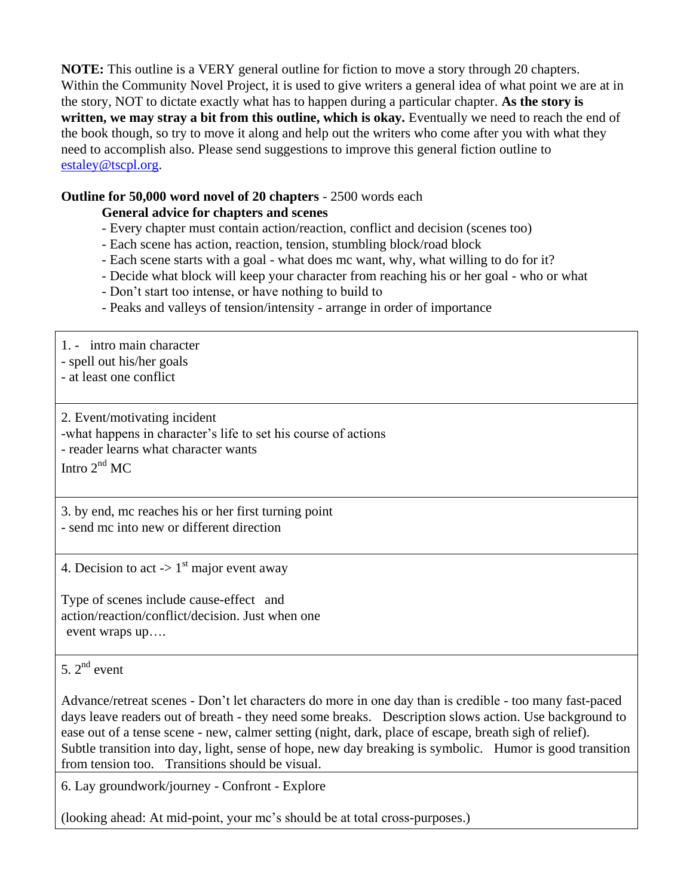**NOTE:** This outline is a VERY general outline for fiction to move a story through 20 chapters. Within the Community Novel Project, it is used to give writers a general idea of what point we are at in the story, NOT to dictate exactly what has to happen during a particular chapter. **As the story is written, we may stray a bit from this outline, which is okay.** Eventually we need to reach the end of the book though, so try to move it along and help out the writers who come after you with what they need to accomplish also. Please send suggestions to improve this general fiction outline to [estaley@tscpl.org](mailto:estaley@tscpl.org).

**Outline for 50,000 word novel of 20 chapters** - 2500 words each

**General advice for chapters and scenes**

- Every chapter must contain action/reaction, conflict and decision (scenes too)
- Each scene has action, reaction, tension, stumbling block/road block
- Each scene starts with a goal - what does mc want, why, what willing to do for it?
- Decide what block will keep your character from reaching his or her goal - who or what
- Don't start too intense, or have nothing to build to
- Peaks and valleys of tension/intensity - arrange in order of importance

| |
|---|
| 1. - intro main character<br>- spell out his/her goals<br>- at least one conflict |
| 2. Event/motivating incident<br>-what happens in character's life to set his course of actions<br>- reader learns what character wants<br>Intro 2nd MC |
| 3. by end, mc reaches his or her first turning point<br>- send mc into new or different direction |
| 4. Decision to act -> 1st major event away<br><br>Type of scenes include cause-effect and action/reaction/conflict/decision. Just when one event wraps up…. |
| 5. 2nd event<br><br>Advance/retreat scenes - Don't let characters do more in one day than is credible - too many fast-paced days leave readers out of breath - they need some breaks. Description slows action. Use background to ease out of a tense scene - new, calmer setting (night, dark, place of escape, breath sigh of relief). Subtle transition into day, light, sense of hope, new day breaking is symbolic. Humor is good transition from tension too. Transitions should be visual. |
| 6. Lay groundwork/journey - Confront - Explore<br><br>(looking ahead: At mid-point, your mc's should be at total cross-purposes.) |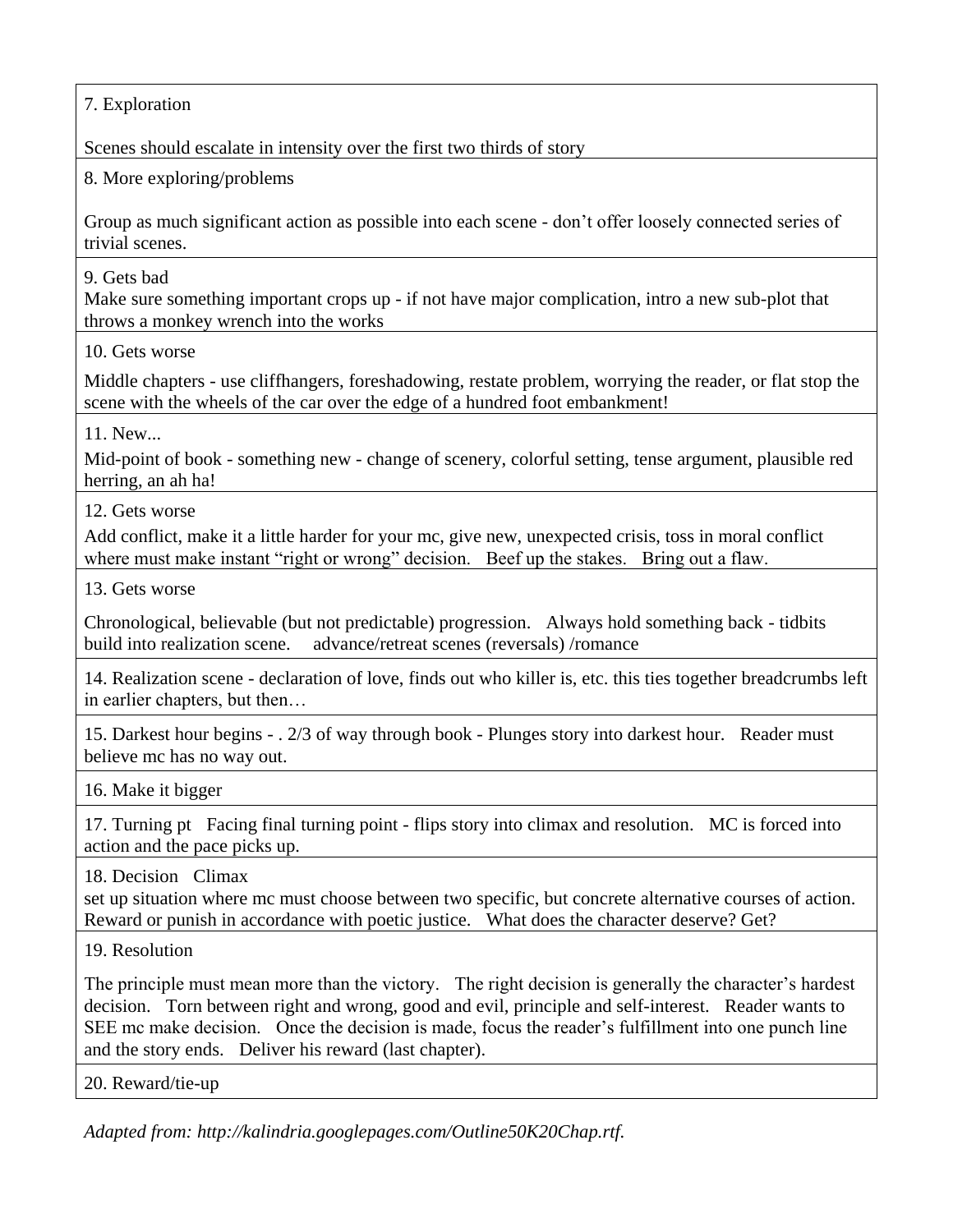| |
|---|
| 7. Exploration<br><br>Scenes should escalate in intensity over the first two thirds of story |
| 8. More exploring/problems<br><br>Group as much significant action as possible into each scene - don't offer loosely connected series of trivial scenes. |
| 9. Gets bad<br>Make sure something important crops up - if not have major complication, intro a new sub-plot that throws a monkey wrench into the works |
| 10. Gets worse<br><br>Middle chapters - use cliffhangers, foreshadowing, restate problem, worrying the reader, or flat stop the scene with the wheels of the car over the edge of a hundred foot embankment! |
| 11. New...<br>Mid-point of book - something new - change of scenery, colorful setting, tense argument, plausible red herring, an ah ha! |
| 12. Gets worse<br>Add conflict, make it a little harder for your mc, give new, unexpected crisis, toss in moral conflict where must make instant "right or wrong" decision. Beef up the stakes. Bring out a flaw. |
| 13. Gets worse<br><br>Chronological, believable (but not predictable) progression. Always hold something back - tidbits build into realization scene. advance/retreat scenes (reversals) /romance |
| 14. Realization scene - declaration of love, finds out who killer is, etc. this ties together breadcrumbs left in earlier chapters, but then… |
| 15. Darkest hour begins - . 2/3 of way through book - Plunges story into darkest hour. Reader must believe mc has no way out. |
| 16. Make it bigger |
| 17. Turning pt Facing final turning point - flips story into climax and resolution. MC is forced into action and the pace picks up. |
| 18. Decision Climax<br>set up situation where mc must choose between two specific, but concrete alternative courses of action. Reward or punish in accordance with poetic justice. What does the character deserve? Get? |
| 19. Resolution<br><br>The principle must mean more than the victory. The right decision is generally the character's hardest decision. Torn between right and wrong, good and evil, principle and self-interest. Reader wants to SEE mc make decision. Once the decision is made, focus the reader's fulfillment into one punch line and the story ends. Deliver his reward (last chapter). |
| 20. Reward/tie-up |

*Adapted from: http://kalindria.googlepages.com/Outline50K20Chap.rtf.*